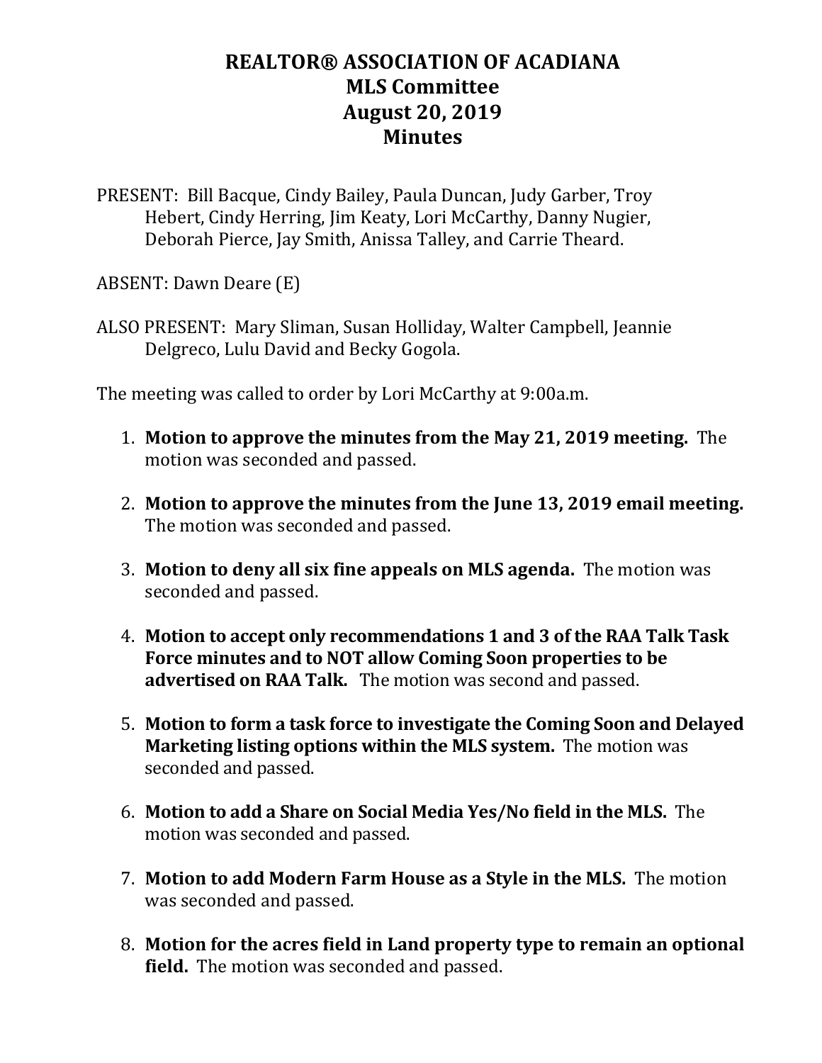# REALTOR® ASSOCIATION OF ACADIANA
## MLS Committee
## August 20, 2019
## Minutes

PRESENT: Bill Bacque, Cindy Bailey, Paula Duncan, Judy Garber, Troy Hebert, Cindy Herring, Jim Keaty, Lori McCarthy, Danny Nugier, Deborah Pierce, Jay Smith, Anissa Talley, and Carrie Theard.

ABSENT: Dawn Deare (E)

ALSO PRESENT: Mary Sliman, Susan Holliday, Walter Campbell, Jeannie Delgreco, Lulu David and Becky Gogola.

The meeting was called to order by Lori McCarthy at 9:00a.m.

1. **Motion to approve the minutes from the May 21, 2019 meeting.** The motion was seconded and passed.

2. **Motion to approve the minutes from the June 13, 2019 email meeting.** The motion was seconded and passed.

3. **Motion to deny all six fine appeals on MLS agenda.** The motion was seconded and passed.

4. **Motion to accept only recommendations 1 and 3 of the RAA Talk Task Force minutes and to NOT allow Coming Soon properties to be advertised on RAA Talk.** The motion was second and passed.

5. **Motion to form a task force to investigate the Coming Soon and Delayed Marketing listing options within the MLS system.** The motion was seconded and passed.

6. **Motion to add a Share on Social Media Yes/No field in the MLS.** The motion was seconded and passed.

7. **Motion to add Modern Farm House as a Style in the MLS.** The motion was seconded and passed.

8. **Motion for the acres field in Land property type to remain an optional field.** The motion was seconded and passed.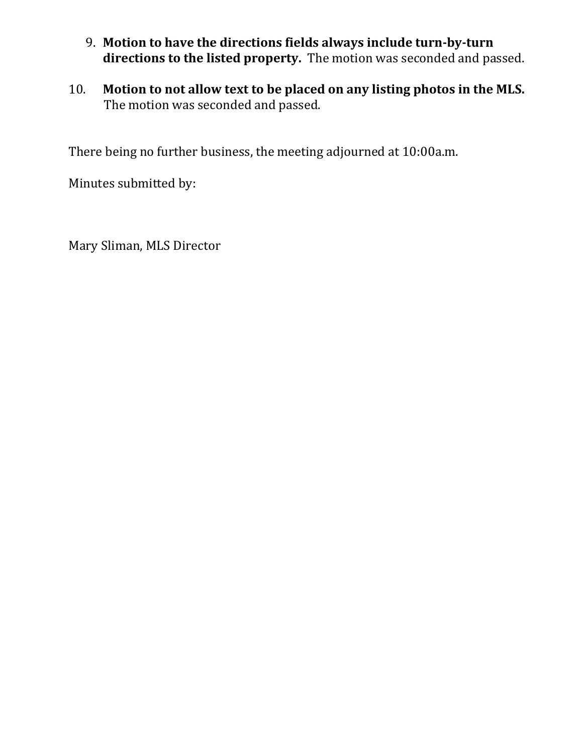9. **Motion to have the directions fields always include turn-by-turn directions to the listed property.** The motion was seconded and passed.

10. **Motion to not allow text to be placed on any listing photos in the MLS.** The motion was seconded and passed.

There being no further business, the meeting adjourned at 10:00a.m.

Minutes submitted by:

Mary Sliman, MLS Director